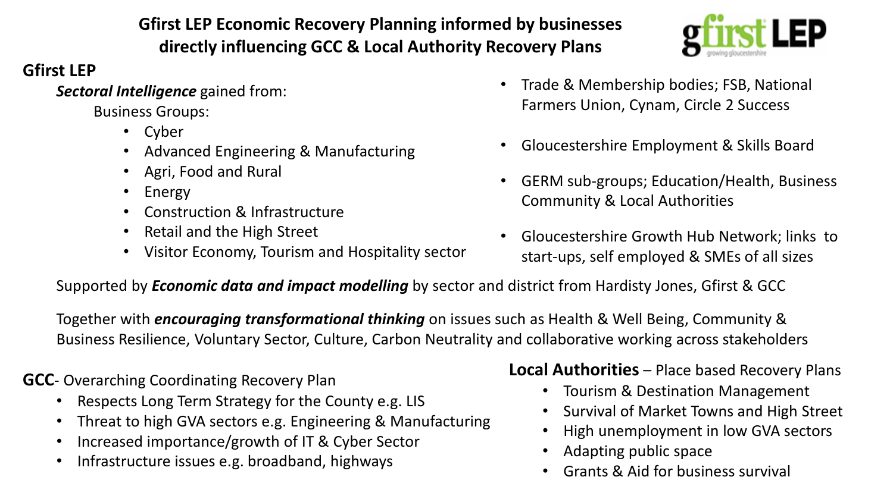# Gfirst LEP Economic Recovery Planning informed by businesses directly influencing GCC & Local Authority Recovery Plans

## Gfirst LEP

***Sectoral Intelligence*** gained from:

Business Groups:

- Cyber
- Advanced Engineering & Manufacturing
- Agri, Food and Rural
- Energy
- Construction & Infrastructure
- Retail and the High Street
- Visitor Economy, Tourism and Hospitality sector

- Trade & Membership bodies; FSB, National Farmers Union, Cynam, Circle 2 Success
- Gloucestershire Employment & Skills Board
- GERM sub-groups; Education/Health, Business Community & Local Authorities
- Gloucestershire Growth Hub Network; links to start-ups, self employed & SMEs of all sizes

Supported by ***Economic data and impact modelling*** by sector and district from Hardisty Jones, Gfirst & GCC

Together with ***encouraging transformational thinking*** on issues such as Health & Well Being, Community & Business Resilience, Voluntary Sector, Culture, Carbon Neutrality and collaborative working across stakeholders

**GCC**- Overarching Coordinating Recovery Plan

- Respects Long Term Strategy for the County e.g. LIS
- Threat to high GVA sectors e.g. Engineering & Manufacturing
- Increased importance/growth of IT & Cyber Sector
- Infrastructure issues e.g. broadband, highways

**Local Authorities** – Place based Recovery Plans

- Tourism & Destination Management
- Survival of Market Towns and High Street
- High unemployment in low GVA sectors
- Adapting public space
- Grants & Aid for business survival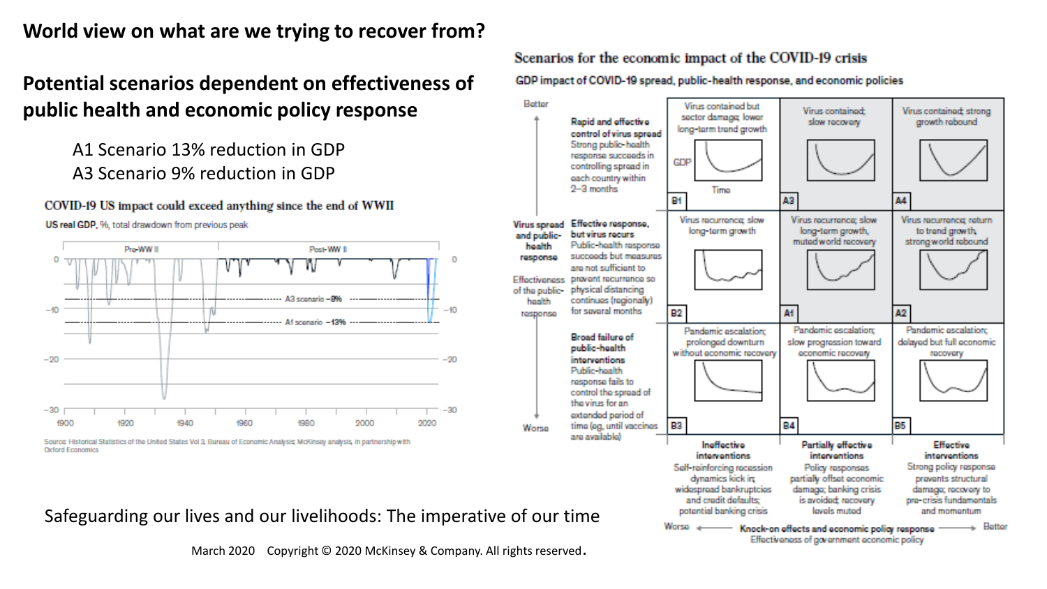# World view on what are we trying to recover from?

## Potential scenarios dependent on effectiveness of public health and economic policy response

A1 Scenario 13% reduction in GDP
A3 Scenario 9% reduction in GDP

**COVID-19 US impact could exceed anything since the end of WWII**

US real GDP, %, total drawdown from previous peak

Pre-WW II | Post-WW II

A3 scenario –9%
A1 scenario –13%

Source: Historical Statistics of the United States Vol 3; Bureau of Economic Analysis; McKinsey analysis, in partnership with Oxford Economics

**Scenarios for the economic impact of the COVID-19 crisis**

GDP impact of COVID-19 spread, public-health response, and economic policies

| Virus spread and public-health response (Effectiveness of the public-health response; Better → Worse) | Ineffective interventions: Self-reinforcing recession dynamics kick in; widespread bankruptcies and credit defaults; potential banking crisis | Partially effective interventions: Policy responses partially offset economic damage; banking crisis is avoided; recovery levels muted | Effective interventions: Strong policy response prevents structural damage; recovery to pre-crisis fundamentals and momentum |
|---|---|---|---|
| **Rapid and effective control of virus spread** Strong public-health response succeeds in controlling spread in each country within 2–3 months | B1: Virus contained but sector damage; lower long-term trend growth | A3: Virus contained; slow recovery | A4: Virus contained; strong growth rebound |
| **Effective response, but virus recurs** Public-health response succeeds but measures are not sufficient to prevent recurrence so physical distancing continues (regionally) for several months | B2: Virus recurrence; slow long-term growth | A1: Virus recurrence; slow long-term growth, muted world recovery | A2: Virus recurrence; return to trend growth, strong world rebound |
| **Broad failure of public-health interventions** Public-health response fails to control the spread of the virus for an extended period of time (eg, until vaccines are available) | B3: Pandemic escalation; prolonged downturn without economic recovery | B4: Pandemic escalation; slow progression toward economic recovery | B5: Pandemic escalation; delayed but full economic recovery |

Knock-on effects and economic policy response (Worse → Better)
Effectiveness of government economic policy

Safeguarding our lives and our livelihoods: The imperative of our time

March 2020 Copyright © 2020 McKinsey & Company. All rights reserved.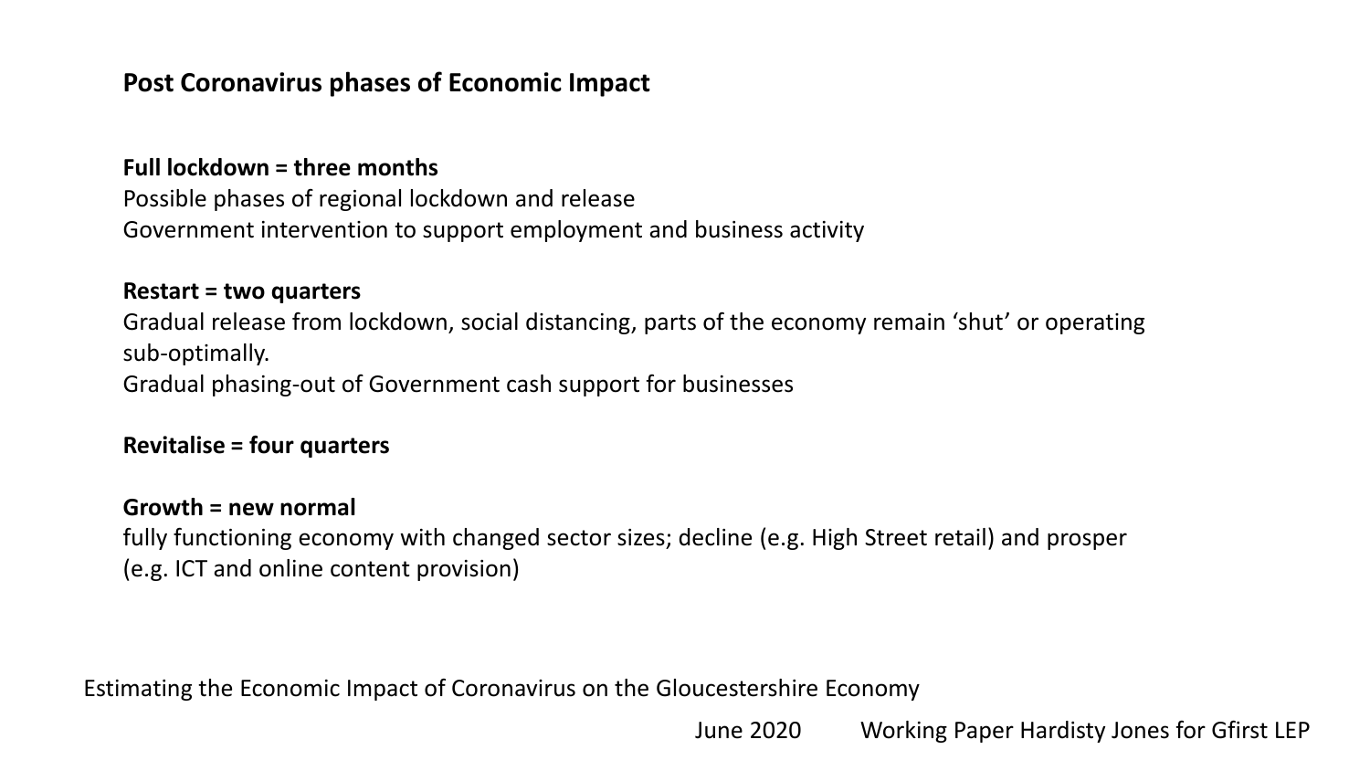# Post Coronavirus phases of Economic Impact

**Full lockdown = three months**
Possible phases of regional lockdown and release
Government intervention to support employment and business activity

**Restart = two quarters**
Gradual release from lockdown, social distancing, parts of the economy remain 'shut' or operating sub-optimally.
Gradual phasing-out of Government cash support for businesses

**Revitalise = four quarters**

**Growth = new normal**
fully functioning economy with changed sector sizes; decline (e.g. High Street retail) and prosper (e.g. ICT and online content provision)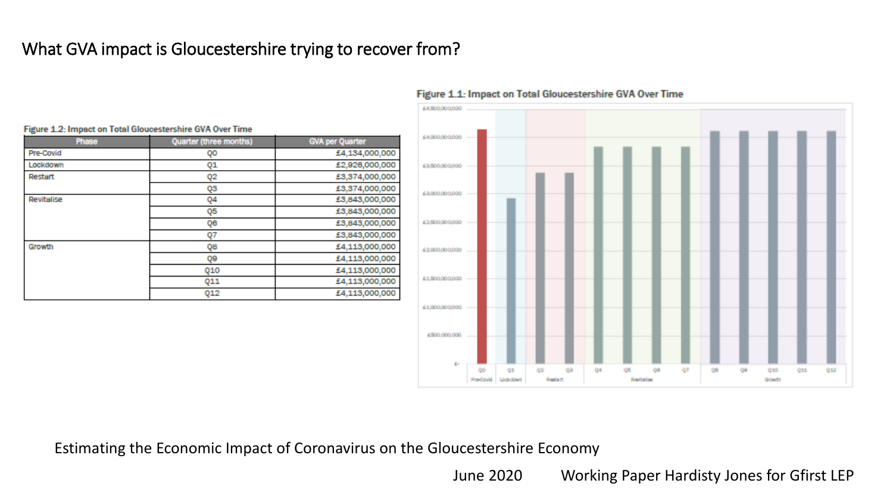# What GVA impact is Gloucestershire trying to recover from?

**Figure 1.2: Impact on Total Gloucestershire GVA Over Time**

| Phase | Quarter (three months) | GVA per Quarter |
|---|---|---|
| Pre-Covid | Q0 | £4,134,000,000 |
| Lockdown | Q1 | £2,926,000,000 |
| Restart | Q2 | £3,374,000,000 |
| | Q3 | £3,374,000,000 |
| Revitalise | Q4 | £3,843,000,000 |
| | Q5 | £3,843,000,000 |
| | Q6 | £3,843,000,000 |
| | Q7 | £3,843,000,000 |
| Growth | Q8 | £4,113,000,000 |
| | Q9 | £4,113,000,000 |
| | Q10 | £4,113,000,000 |
| | Q11 | £4,113,000,000 |
| | Q12 | £4,113,000,000 |

**Figure 1.1: Impact on Total Gloucestershire GVA Over Time**

Estimating the Economic Impact of Coronavirus on the Gloucestershire Economy

June 2020 Working Paper Hardisty Jones for Gfirst LEP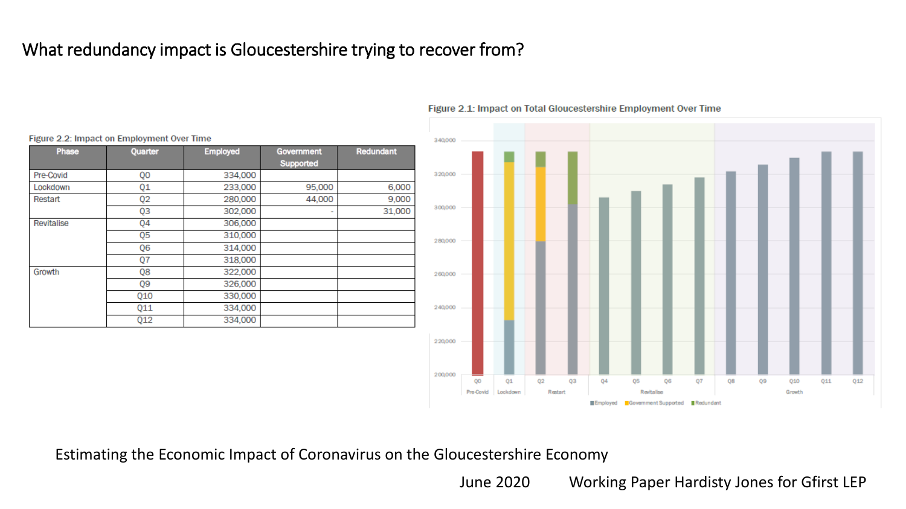# What redundancy impact is Gloucestershire trying to recover from?

Figure 2.2: Impact on Employment Over Time

| Phase | Quarter | Employed | Government Supported | Redundant |
|---|---|---|---|---|
| Pre-Covid | Q0 | 334,000 | | |
| Lockdown | Q1 | 233,000 | 95,000 | 6,000 |
| Restart | Q2 | 280,000 | 44,000 | 9,000 |
| | Q3 | 302,000 | - | 31,000 |
| Revitalise | Q4 | 306,000 | | |
| | Q5 | 310,000 | | |
| | Q6 | 314,000 | | |
| | Q7 | 318,000 | | |
| Growth | Q8 | 322,000 | | |
| | Q9 | 326,000 | | |
| | Q10 | 330,000 | | |
| | Q11 | 334,000 | | |
| | Q12 | 334,000 | | |

Figure 2.1: Impact on Total Gloucestershire Employment Over Time

Estimating the Economic Impact of Coronavirus on the Gloucestershire Economy

June 2020 Working Paper Hardisty Jones for Gfirst LEP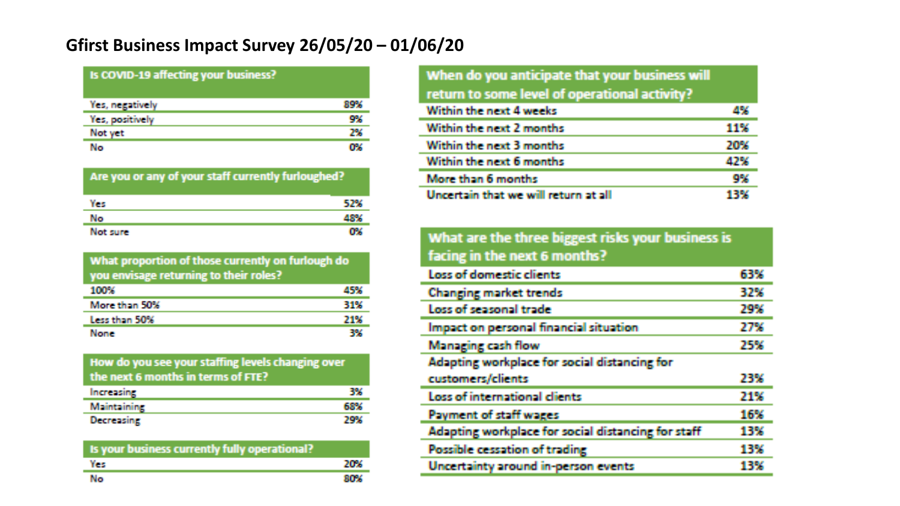## Gfirst Business Impact Survey 26/05/20 – 01/06/20

| Is COVID-19 affecting your business? | |
|---|---|
| Yes, negatively | 89% |
| Yes, positively | 9% |
| Not yet | 2% |
| No | 0% |

| Are you or any of your staff currently furloughed? | |
|---|---|
| Yes | 52% |
| No | 48% |
| Not sure | 0% |

| What proportion of those currently on furlough do you envisage returning to their roles? | |
|---|---|
| 100% | 45% |
| More than 50% | 31% |
| Less than 50% | 21% |
| None | 3% |

| How do you see your staffing levels changing over the next 6 months in terms of FTE? | |
|---|---|
| Increasing | 3% |
| Maintaining | 68% |
| Decreasing | 29% |

| Is your business currently fully operational? | |
|---|---|
| Yes | 20% |
| No | 80% |

| When do you anticipate that your business will return to some level of operational activity? | |
|---|---|
| Within the next 4 weeks | 4% |
| Within the next 2 months | 11% |
| Within the next 3 months | 20% |
| Within the next 6 months | 42% |
| More than 6 months | 9% |
| Uncertain that we will return at all | 13% |

| What are the three biggest risks your business is facing in the next 6 months? | |
|---|---|
| Loss of domestic clients | 63% |
| Changing market trends | 32% |
| Loss of seasonal trade | 29% |
| Impact on personal financial situation | 27% |
| Managing cash flow | 25% |
| Adapting workplace for social distancing for customers/clients | 23% |
| Loss of international clients | 21% |
| Payment of staff wages | 16% |
| Adapting workplace for social distancing for staff | 13% |
| Possible cessation of trading | 13% |
| Uncertainty around in-person events | 13% |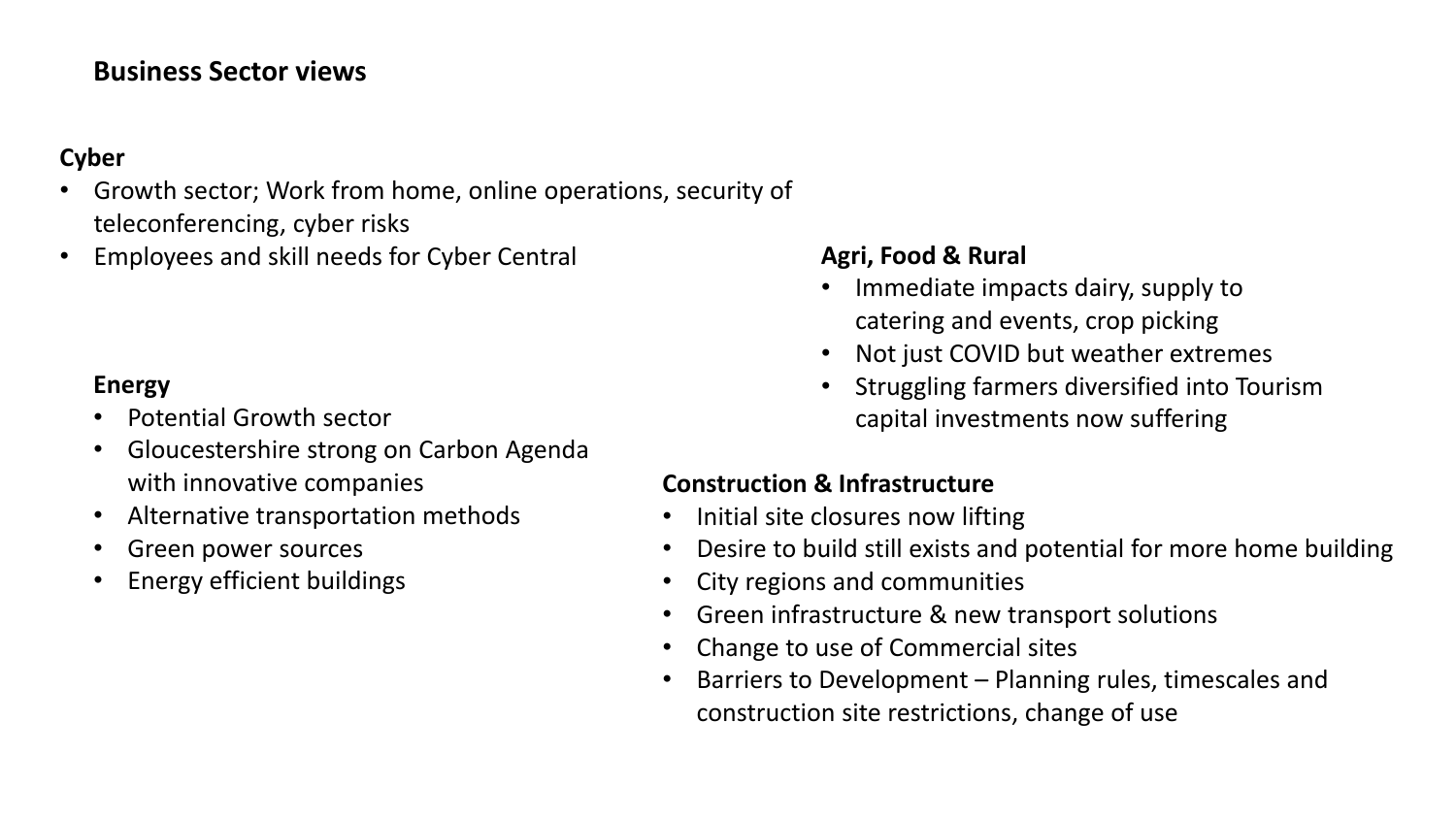## Business Sector views

### Cyber

- Growth sector; Work from home, online operations, security of teleconferencing, cyber risks
- Employees and skill needs for Cyber Central

### Energy

- Potential Growth sector
- Gloucestershire strong on Carbon Agenda with innovative companies
- Alternative transportation methods
- Green power sources
- Energy efficient buildings

### Agri, Food & Rural

- Immediate impacts dairy, supply to catering and events, crop picking
- Not just COVID but weather extremes
- Struggling farmers diversified into Tourism capital investments now suffering

### Construction & Infrastructure

- Initial site closures now lifting
- Desire to build still exists and potential for more home building
- City regions and communities
- Green infrastructure & new transport solutions
- Change to use of Commercial sites
- Barriers to Development – Planning rules, timescales and construction site restrictions, change of use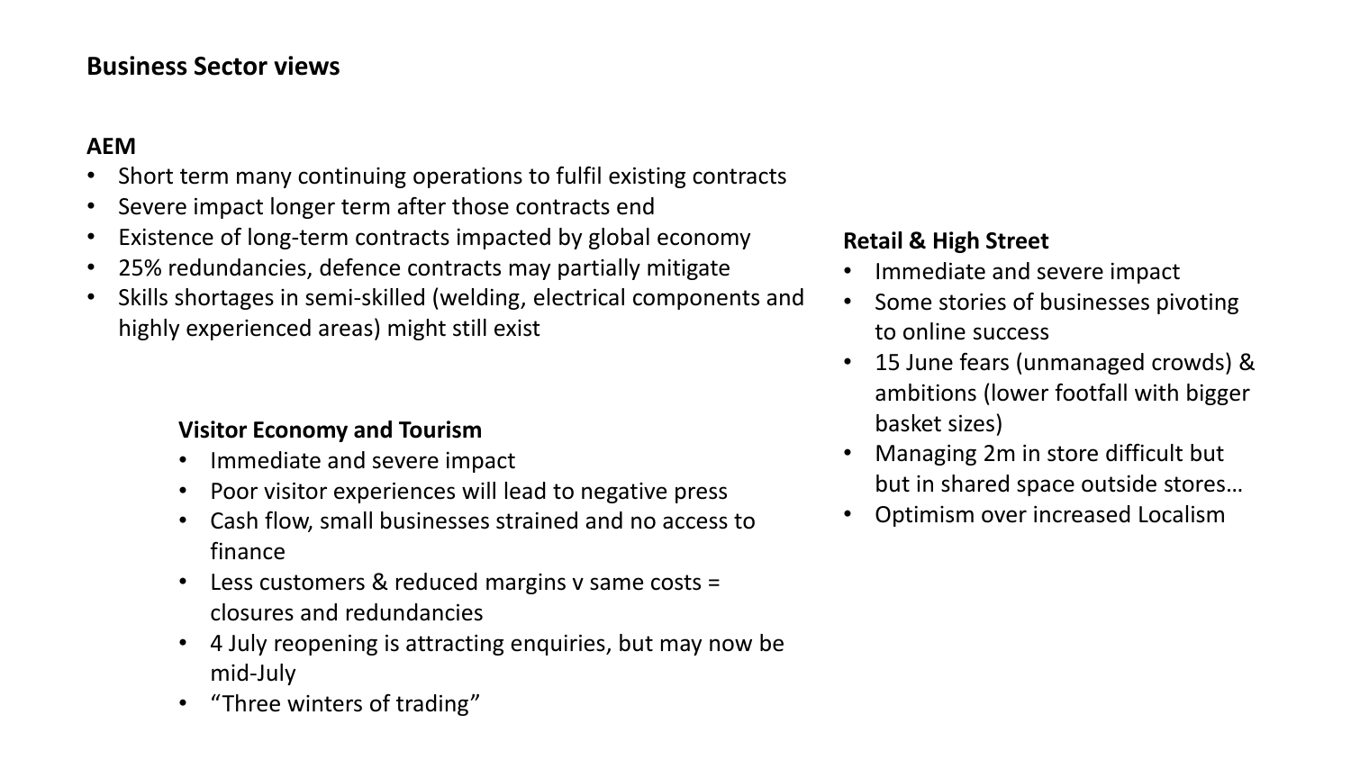## Business Sector views

### AEM

- Short term many continuing operations to fulfil existing contracts
- Severe impact longer term after those contracts end
- Existence of long-term contracts impacted by global economy
- 25% redundancies, defence contracts may partially mitigate
- Skills shortages in semi-skilled (welding, electrical components and highly experienced areas) might still exist

### Visitor Economy and Tourism

- Immediate and severe impact
- Poor visitor experiences will lead to negative press
- Cash flow, small businesses strained and no access to finance
- Less customers & reduced margins v same costs = closures and redundancies
- 4 July reopening is attracting enquiries, but may now be mid-July
- "Three winters of trading"

### Retail & High Street

- Immediate and severe impact
- Some stories of businesses pivoting to online success
- 15 June fears (unmanaged crowds) & ambitions (lower footfall with bigger basket sizes)
- Managing 2m in store difficult but but in shared space outside stores…
- Optimism over increased Localism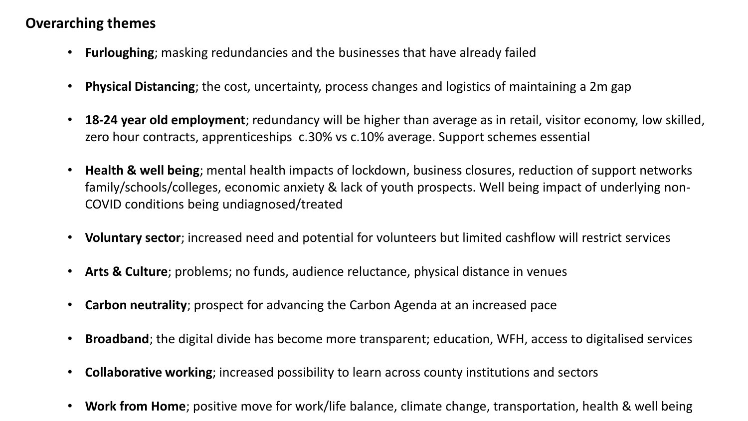## Overarching themes

- **Furloughing**; masking redundancies and the businesses that have already failed
- **Physical Distancing**; the cost, uncertainty, process changes and logistics of maintaining a 2m gap
- **18-24 year old employment**; redundancy will be higher than average as in retail, visitor economy, low skilled, zero hour contracts, apprenticeships c.30% vs c.10% average. Support schemes essential
- **Health & well being**; mental health impacts of lockdown, business closures, reduction of support networks family/schools/colleges, economic anxiety & lack of youth prospects. Well being impact of underlying non-COVID conditions being undiagnosed/treated
- **Voluntary sector**; increased need and potential for volunteers but limited cashflow will restrict services
- **Arts & Culture**; problems; no funds, audience reluctance, physical distance in venues
- **Carbon neutrality**; prospect for advancing the Carbon Agenda at an increased pace
- **Broadband**; the digital divide has become more transparent; education, WFH, access to digitalised services
- **Collaborative working**; increased possibility to learn across county institutions and sectors
- **Work from Home**; positive move for work/life balance, climate change, transportation, health & well being